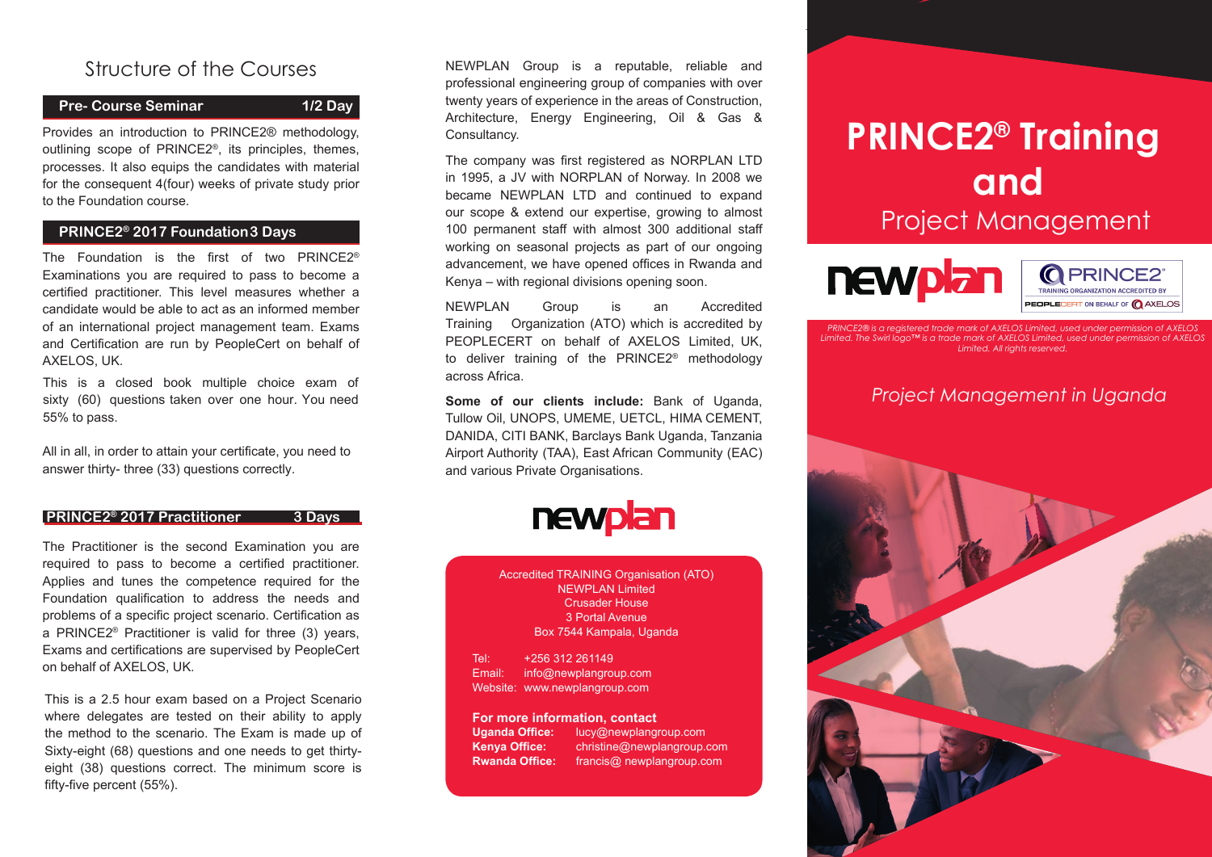# Structure of the Courses

## Pre- Course Seminar — 1/2 Day

Provides an introduction to PRINCE2® methodology, outlining scope of PRINCE2®, its principles, themes, processes. It also equips the candidates with material for the consequent 4(four) weeks of private study prior to the Foundation course.

## PRINCE2® 2017 Foundation — 3 Days

The Foundation is the first of two PRINCE2® Examinations you are required to pass to become a certified practitioner. This level measures whether a candidate would be able to act as an informed member of an international project management team. Exams and Certification are run by PeopleCert on behalf of AXELOS, UK.

This is a closed book multiple choice exam of sixty (60) questions taken over one hour. You need 55% to pass.

All in all, in order to attain your certificate, you need to answer thirty- three (33) questions correctly.

## PRINCE2® 2017 Practitioner — 3 Days

The Practitioner is the second Examination you are required to pass to become a certified practitioner. Applies and tunes the competence required for the Foundation qualification to address the needs and problems of a specific project scenario. Certification as a PRINCE2® Practitioner is valid for three (3) years, Exams and certifications are supervised by PeopleCert on behalf of AXELOS, UK.

This is a 2.5 hour exam based on a Project Scenario where delegates are tested on their ability to apply the method to the scenario. The Exam is made up of Sixty-eight (68) questions and one needs to get thirty-eight (38) questions correct. The minimum score is fifty-five percent (55%).

NEWPLAN Group is a reputable, reliable and professional engineering group of companies with over twenty years of experience in the areas of Construction, Architecture, Energy Engineering, Oil & Gas & Consultancy.

The company was first registered as NORPLAN LTD in 1995, a JV with NORPLAN of Norway. In 2008 we became NEWPLAN LTD and continued to expand our scope & extend our expertise, growing to almost 100 permanent staff with almost 300 additional staff working on seasonal projects as part of our ongoing advancement, we have opened offices in Rwanda and Kenya – with regional divisions opening soon.

NEWPLAN Group is an Accredited Training Organization (ATO) which is accredited by PEOPLECERT on behalf of AXELOS Limited, UK, to deliver training of the PRINCE2® methodology across Africa.

**Some of our clients include:** Bank of Uganda, Tullow Oil, UNOPS, UMEME, UETCL, HIMA CEMENT, DANIDA, CITI BANK, Barclays Bank Uganda, Tanzania Airport Authority (TAA), East African Community (EAC) and various Private Organisations.

newplan

Accredited TRAINING Organisation (ATO)
NEWPLAN Limited
Crusader House
3 Portal Avenue
Box 7544 Kampala, Uganda

Tel: +256 312 261149
Email: info@newplangroup.com
Website: www.newplangroup.com

**For more information, contact**
**Uganda Office:** lucy@newplangroup.com
**Kenya Office:** christine@newplangroup.com
**Rwanda Office:** francis@ newplangroup.com

# PRINCE2® Training and
## Project Management

newplan

PRINCE2® TRAINING ORGANIZATION ACCREDITED BY PEOPLECERT ON BEHALF OF AXELOS

*PRINCE2® is a registered trade mark of AXELOS Limited, used under permission of AXELOS Limited. The Swirl logo™ is a trade mark of AXELOS Limited, used under permission of AXELOS Limited. All rights reserved.*

*Project Management in Uganda*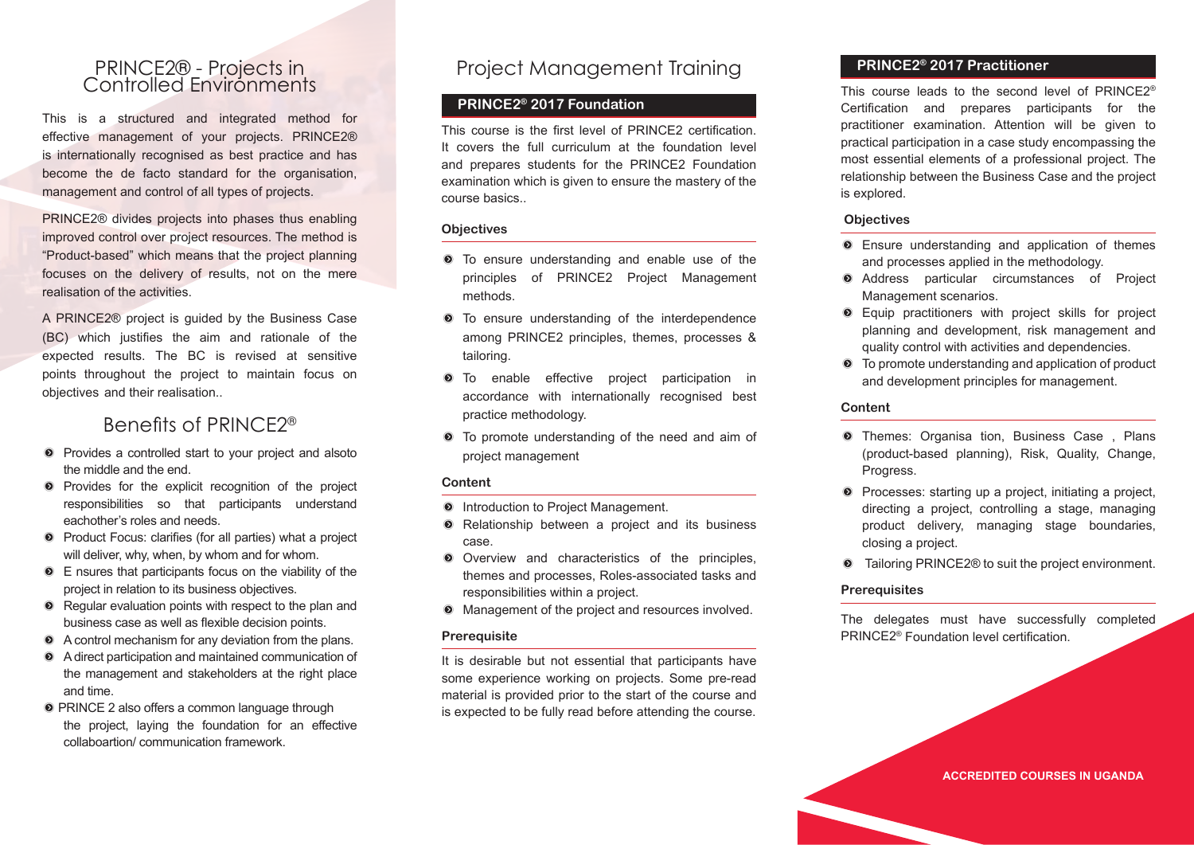# PRINCE2® - Projects in Controlled Environments

This is a structured and integrated method for effective management of your projects. PRINCE2® is internationally recognised as best practice and has become the de facto standard for the organisation, management and control of all types of projects.

PRINCE2® divides projects into phases thus enabling improved control over project resources. The method is “Product-based” which means that the project planning focuses on the delivery of results, not on the mere realisation of the activities.

A PRINCE2® project is guided by the Business Case (BC) which justifies the aim and rationale of the expected results. The BC is revised at sensitive points throughout the project to maintain focus on objectives and their realisation..

## Benefits of PRINCE2®

- Provides a controlled start to your project and alsoto the middle and the end.
- Provides for the explicit recognition of the project responsibilities so that participants understand eachother's roles and needs.
- Product Focus: clarifies (for all parties) what a project will deliver, why, when, by whom and for whom.
- E nsures that participants focus on the viability of the project in relation to its business objectives.
- Regular evaluation points with respect to the plan and business case as well as flexible decision points.
- A control mechanism for any deviation from the plans.
- A direct participation and maintained communication of the management and stakeholders at the right place and time.
- PRINCE 2 also offers a common language through the project, laying the foundation for an effective collaboartion/ communication framework.

# Project Management Training

## PRINCE2® 2017 Foundation

This course is the first level of PRINCE2 certification. It covers the full curriculum at the foundation level and prepares students for the PRINCE2 Foundation examination which is given to ensure the mastery of the course basics..

### Objectives

- To ensure understanding and enable use of the principles of PRINCE2 Project Management methods.
- To ensure understanding of the interdependence among PRINCE2 principles, themes, processes & tailoring.
- To enable effective project participation in accordance with internationally recognised best practice methodology.
- To promote understanding of the need and aim of project management

### Content

- Introduction to Project Management.
- Relationship between a project and its business case.
- Overview and characteristics of the principles, themes and processes, Roles-associated tasks and responsibilities within a project.
- Management of the project and resources involved.

### Prerequisite

It is desirable but not essential that participants have some experience working on projects. Some pre-read material is provided prior to the start of the course and is expected to be fully read before attending the course.

## PRINCE2® 2017 Practitioner

This course leads to the second level of PRINCE2® Certification and prepares participants for the practitioner examination. Attention will be given to practical participation in a case study encompassing the most essential elements of a professional project. The relationship between the Business Case and the project is explored.

### Objectives

- Ensure understanding and application of themes and processes applied in the methodology.
- Address particular circumstances of Project Management scenarios.
- Equip practitioners with project skills for project planning and development, risk management and quality control with activities and dependencies.
- To promote understanding and application of product and development principles for management.

### Content

- Themes: Organisa tion, Business Case , Plans (product-based planning), Risk, Quality, Change, Progress.
- Processes: starting up a project, initiating a project, directing a project, controlling a stage, managing product delivery, managing stage boundaries, closing a project.
- Tailoring PRINCE2® to suit the project environment.

### Prerequisites

The delegates must have successfully completed PRINCE2® Foundation level certification.

ACCREDITED COURSES IN UGANDA